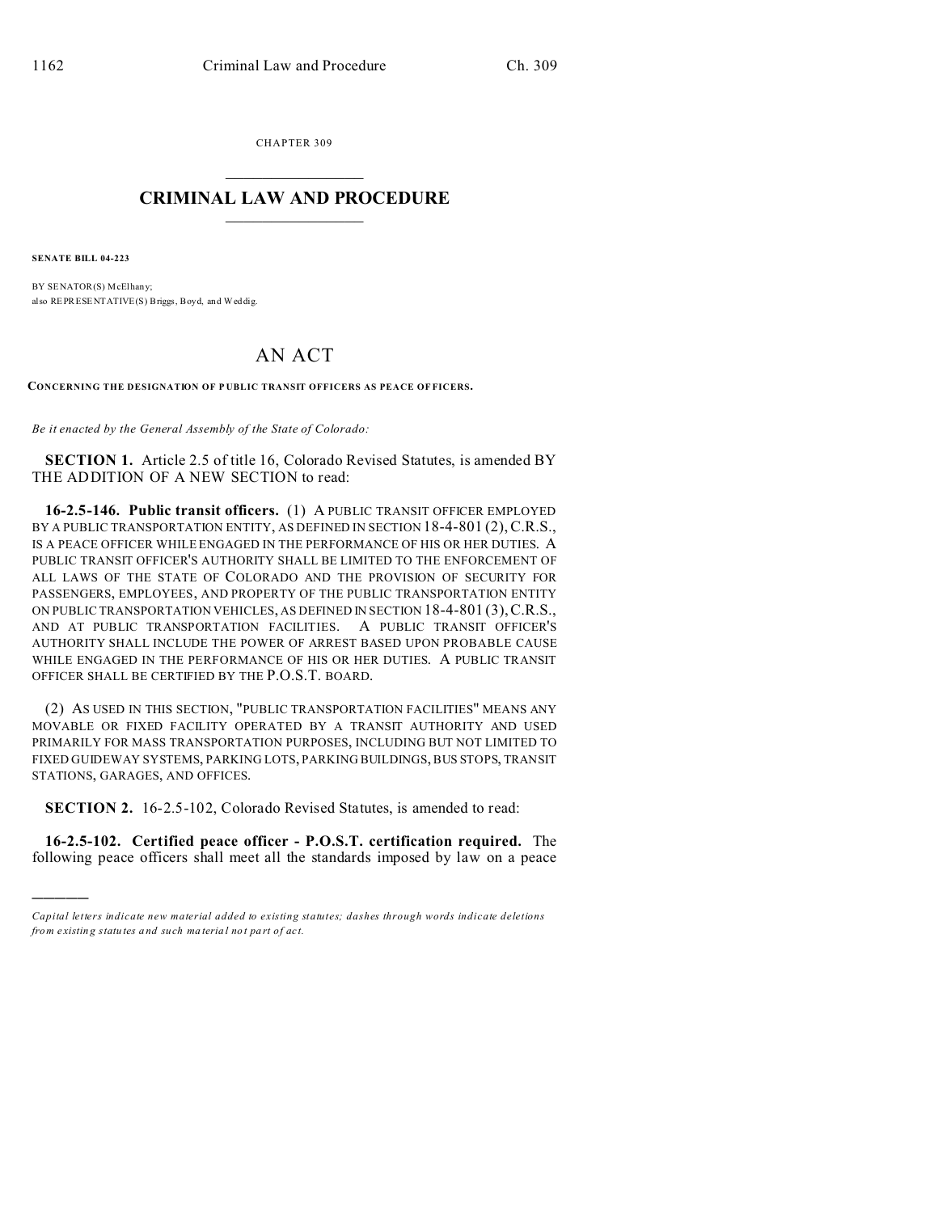CHAPTER 309

# CRIMINAL LAW AND PROCEDURE

**SENATE BILL 04-223**

BY SENATOR(S) McElhany;
also REPRESENTATIVE(S) Briggs, Boyd, and Weddig.

# AN ACT

**CONCERNING THE DESIGNATION OF PUBLIC TRANSIT OFFICERS AS PEACE OFFICERS.**

*Be it enacted by the General Assembly of the State of Colorado:*

**SECTION 1.** Article 2.5 of title 16, Colorado Revised Statutes, is amended BY THE ADDITION OF A NEW SECTION to read:

**16-2.5-146. Public transit officers.** (1) A PUBLIC TRANSIT OFFICER EMPLOYED BY A PUBLIC TRANSPORTATION ENTITY, AS DEFINED IN SECTION 18-4-801 (2), C.R.S., IS A PEACE OFFICER WHILE ENGAGED IN THE PERFORMANCE OF HIS OR HER DUTIES. A PUBLIC TRANSIT OFFICER'S AUTHORITY SHALL BE LIMITED TO THE ENFORCEMENT OF ALL LAWS OF THE STATE OF COLORADO AND THE PROVISION OF SECURITY FOR PASSENGERS, EMPLOYEES, AND PROPERTY OF THE PUBLIC TRANSPORTATION ENTITY ON PUBLIC TRANSPORTATION VEHICLES, AS DEFINED IN SECTION 18-4-801 (3), C.R.S., AND AT PUBLIC TRANSPORTATION FACILITIES. A PUBLIC TRANSIT OFFICER'S AUTHORITY SHALL INCLUDE THE POWER OF ARREST BASED UPON PROBABLE CAUSE WHILE ENGAGED IN THE PERFORMANCE OF HIS OR HER DUTIES. A PUBLIC TRANSIT OFFICER SHALL BE CERTIFIED BY THE P.O.S.T. BOARD.

(2) AS USED IN THIS SECTION, "PUBLIC TRANSPORTATION FACILITIES" MEANS ANY MOVABLE OR FIXED FACILITY OPERATED BY A TRANSIT AUTHORITY AND USED PRIMARILY FOR MASS TRANSPORTATION PURPOSES, INCLUDING BUT NOT LIMITED TO FIXED GUIDEWAY SYSTEMS, PARKING LOTS, PARKING BUILDINGS, BUS STOPS, TRANSIT STATIONS, GARAGES, AND OFFICES.

**SECTION 2.** 16-2.5-102, Colorado Revised Statutes, is amended to read:

**16-2.5-102. Certified peace officer - P.O.S.T. certification required.** The following peace officers shall meet all the standards imposed by law on a peace

---

*Capital letters indicate new material added to existing statutes; dashes through words indicate deletions from existing statutes and such material not part of act.*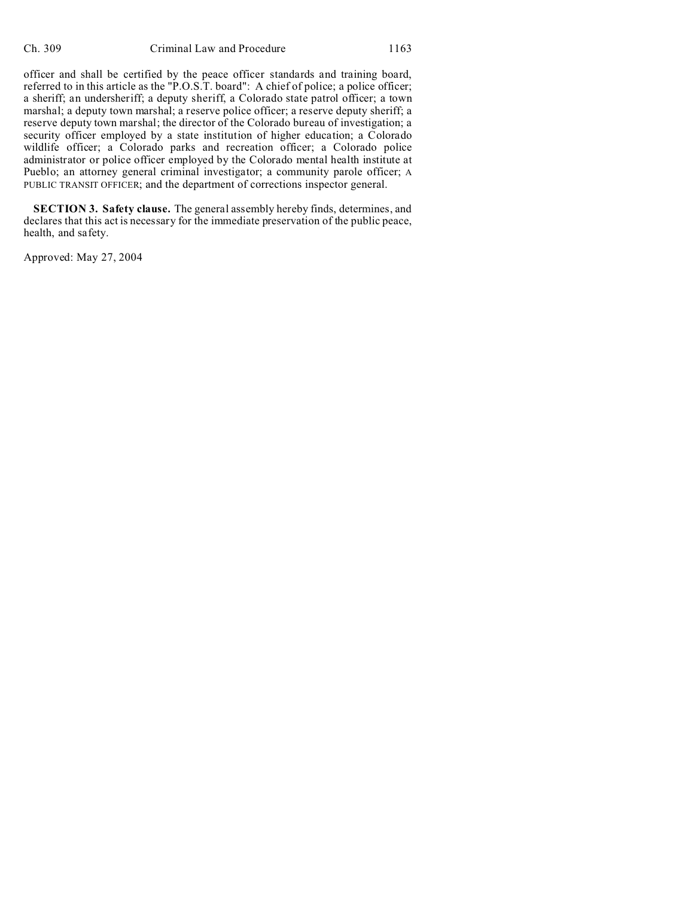officer and shall be certified by the peace officer standards and training board, referred to in this article as the "P.O.S.T. board": A chief of police; a police officer; a sheriff; an undersheriff; a deputy sheriff, a Colorado state patrol officer; a town marshal; a deputy town marshal; a reserve police officer; a reserve deputy sheriff; a reserve deputy town marshal; the director of the Colorado bureau of investigation; a security officer employed by a state institution of higher education; a Colorado wildlife officer; a Colorado parks and recreation officer; a Colorado police administrator or police officer employed by the Colorado mental health institute at Pueblo; an attorney general criminal investigator; a community parole officer; A PUBLIC TRANSIT OFFICER; and the department of corrections inspector general.

**SECTION 3. Safety clause.** The general assembly hereby finds, determines, and declares that this act is necessary for the immediate preservation of the public peace, health, and safety.

Approved: May 27, 2004